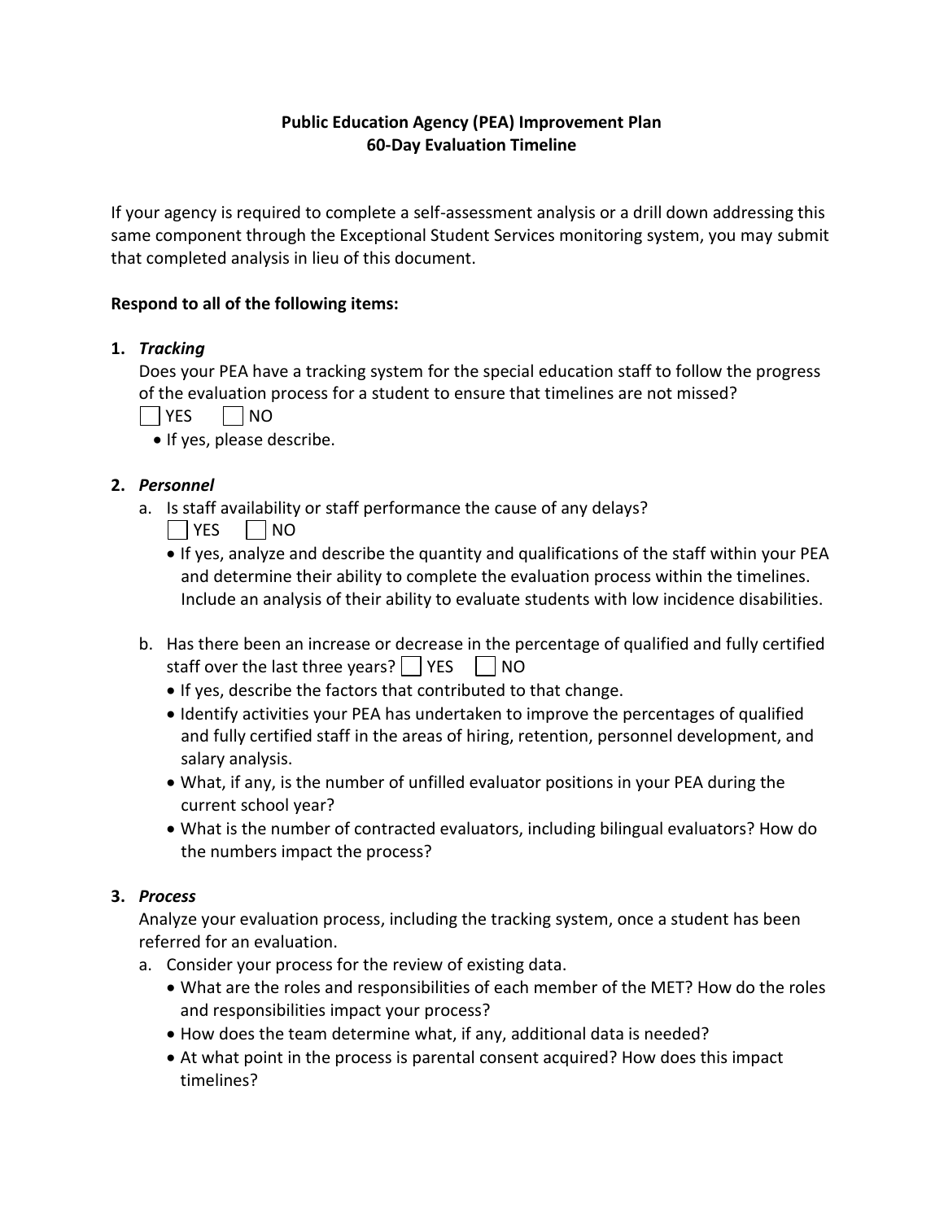# Public Education Agency (PEA) Improvement Plan
## 60-Day Evaluation Timeline

If your agency is required to complete a self-assessment analysis or a drill down addressing this same component through the Exceptional Student Services monitoring system, you may submit that completed analysis in lieu of this document.

**Respond to all of the following items:**

1. ***Tracking***

   Does your PEA have a tracking system for the special education staff to follow the progress of the evaluation process for a student to ensure that timelines are not missed?

   ☐ YES ☐ NO

   - If yes, please describe.

2. ***Personnel***

   a. Is staff availability or staff performance the cause of any delays?

      ☐ YES ☐ NO

      - If yes, analyze and describe the quantity and qualifications of the staff within your PEA and determine their ability to complete the evaluation process within the timelines. Include an analysis of their ability to evaluate students with low incidence disabilities.

   b. Has there been an increase or decrease in the percentage of qualified and fully certified staff over the last three years? ☐ YES ☐ NO

      - If yes, describe the factors that contributed to that change.
      - Identify activities your PEA has undertaken to improve the percentages of qualified and fully certified staff in the areas of hiring, retention, personnel development, and salary analysis.
      - What, if any, is the number of unfilled evaluator positions in your PEA during the current school year?
      - What is the number of contracted evaluators, including bilingual evaluators? How do the numbers impact the process?

3. ***Process***

   Analyze your evaluation process, including the tracking system, once a student has been referred for an evaluation.

   a. Consider your process for the review of existing data.

      - What are the roles and responsibilities of each member of the MET? How do the roles and responsibilities impact your process?
      - How does the team determine what, if any, additional data is needed?
      - At what point in the process is parental consent acquired? How does this impact timelines?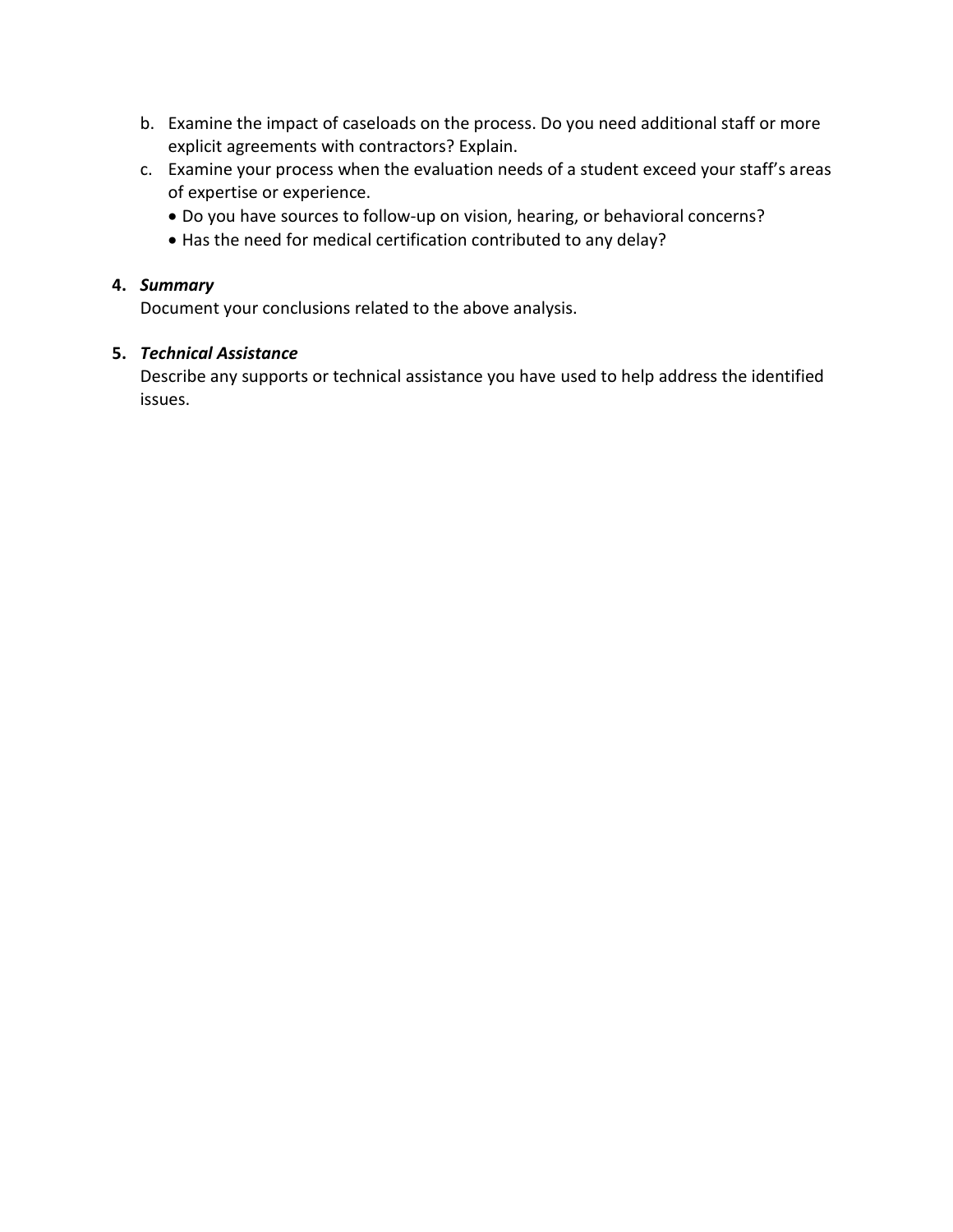b. Examine the impact of caseloads on the process. Do you need additional staff or more explicit agreements with contractors? Explain.

c. Examine your process when the evaluation needs of a student exceed your staff's areas of expertise or experience.
   - Do you have sources to follow-up on vision, hearing, or behavioral concerns?
   - Has the need for medical certification contributed to any delay?

**4. *Summary***

Document your conclusions related to the above analysis.

**5. *Technical Assistance***

Describe any supports or technical assistance you have used to help address the identified issues.